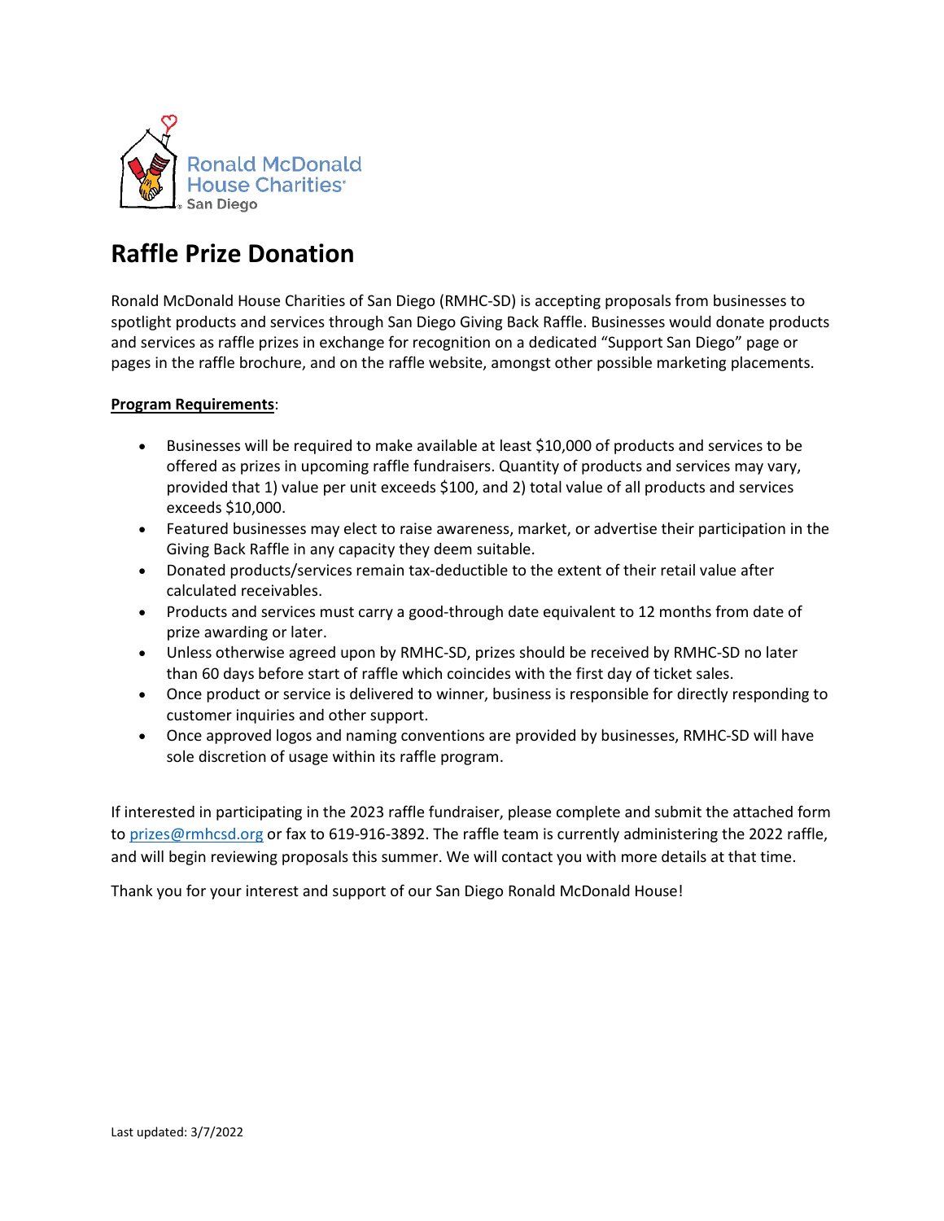Ronald McDonald House Charities San Diego

# Raffle Prize Donation

Ronald McDonald House Charities of San Diego (RMHC-SD) is accepting proposals from businesses to spotlight products and services through San Diego Giving Back Raffle. Businesses would donate products and services as raffle prizes in exchange for recognition on a dedicated "Support San Diego" page or pages in the raffle brochure, and on the raffle website, amongst other possible marketing placements.

**Program Requirements**:

- Businesses will be required to make available at least $10,000 of products and services to be offered as prizes in upcoming raffle fundraisers. Quantity of products and services may vary, provided that 1) value per unit exceeds $100, and 2) total value of all products and services exceeds $10,000.
- Featured businesses may elect to raise awareness, market, or advertise their participation in the Giving Back Raffle in any capacity they deem suitable.
- Donated products/services remain tax-deductible to the extent of their retail value after calculated receivables.
- Products and services must carry a good-through date equivalent to 12 months from date of prize awarding or later.
- Unless otherwise agreed upon by RMHC-SD, prizes should be received by RMHC-SD no later than 60 days before start of raffle which coincides with the first day of ticket sales.
- Once product or service is delivered to winner, business is responsible for directly responding to customer inquiries and other support.
- Once approved logos and naming conventions are provided by businesses, RMHC-SD will have sole discretion of usage within its raffle program.

If interested in participating in the 2023 raffle fundraiser, please complete and submit the attached form to prizes@rmhcsd.org or fax to 619-916-3892. The raffle team is currently administering the 2022 raffle, and will begin reviewing proposals this summer. We will contact you with more details at that time.

Thank you for your interest and support of our San Diego Ronald McDonald House!

Last updated: 3/7/2022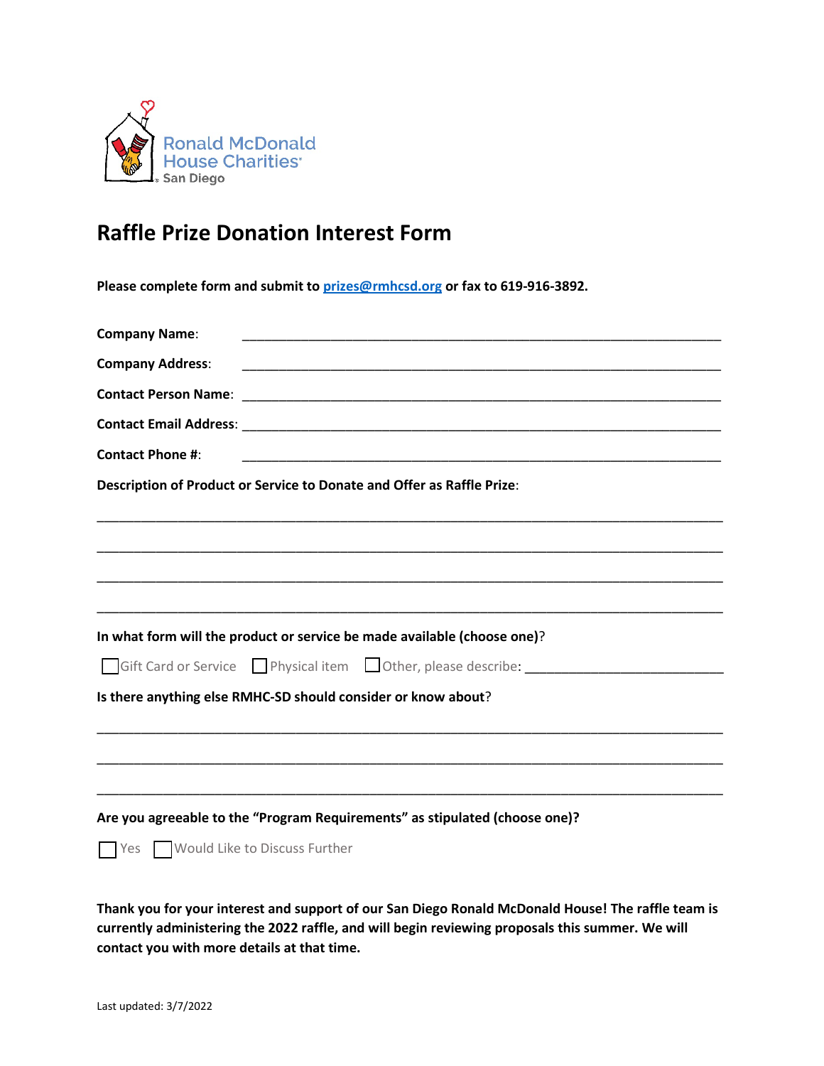Ronald McDonald House Charities San Diego

# Raffle Prize Donation Interest Form

**Please complete form and submit to [prizes@rmhcsd.org](mailto:prizes@rmhcsd.org) or fax to 619-916-3892.**

**Company Name**: ____________________________________________________________

**Company Address**: ____________________________________________________________

**Contact Person Name**: ____________________________________________________________

**Contact Email Address**: ____________________________________________________________

**Contact Phone #**: ____________________________________________________________

**Description of Product or Service to Donate and Offer as Raffle Prize**:

______________________________________________________________________________

______________________________________________________________________________

______________________________________________________________________________

______________________________________________________________________________

**In what form will the product or service be made available (choose one)**?

☐ Gift Card or Service ☐ Physical item ☐ Other, please describe: ________________________

**Is there anything else RMHC-SD should consider or know about**?

______________________________________________________________________________

______________________________________________________________________________

______________________________________________________________________________

**Are you agreeable to the "Program Requirements" as stipulated (choose one)?**

☐ Yes ☐ Would Like to Discuss Further

**Thank you for your interest and support of our San Diego Ronald McDonald House! The raffle team is currently administering the 2022 raffle, and will begin reviewing proposals this summer. We will contact you with more details at that time.**

Last updated: 3/7/2022